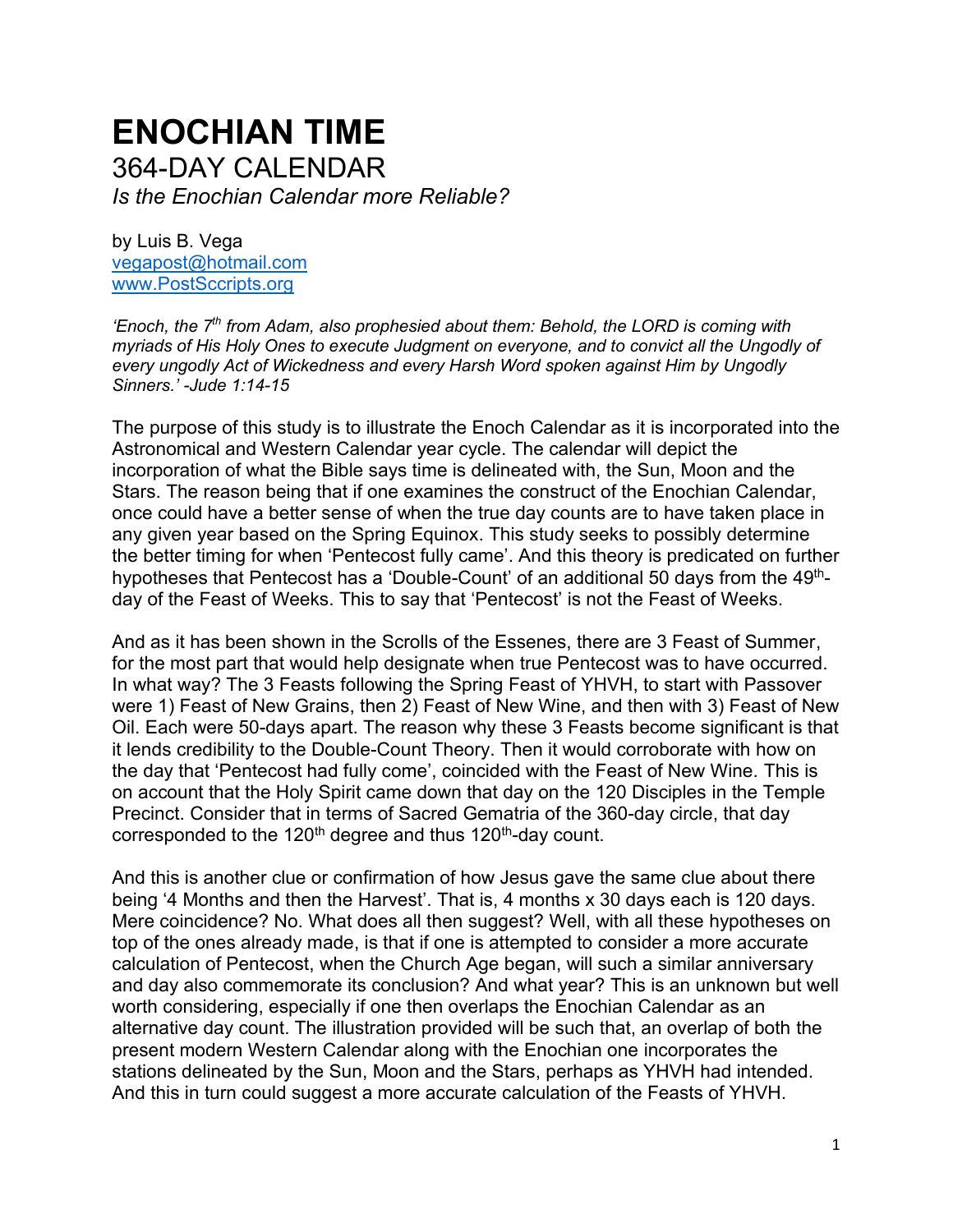# ENOCHIAN TIME

## 364-DAY CALENDAR

*Is the Enochian Calendar more Reliable?*

by Luis B. Vega
vegapost@hotmail.com
www.PostSccripts.org

*'Enoch, the 7th from Adam, also prophesied about them: Behold, the LORD is coming with myriads of His Holy Ones to execute Judgment on everyone, and to convict all the Ungodly of every ungodly Act of Wickedness and every Harsh Word spoken against Him by Ungodly Sinners.' -Jude 1:14-15*

The purpose of this study is to illustrate the Enoch Calendar as it is incorporated into the Astronomical and Western Calendar year cycle. The calendar will depict the incorporation of what the Bible says time is delineated with, the Sun, Moon and the Stars. The reason being that if one examines the construct of the Enochian Calendar, once could have a better sense of when the true day counts are to have taken place in any given year based on the Spring Equinox. This study seeks to possibly determine the better timing for when 'Pentecost fully came'. And this theory is predicated on further hypotheses that Pentecost has a 'Double-Count' of an additional 50 days from the 49th-day of the Feast of Weeks. This to say that 'Pentecost' is not the Feast of Weeks.

And as it has been shown in the Scrolls of the Essenes, there are 3 Feast of Summer, for the most part that would help designate when true Pentecost was to have occurred. In what way? The 3 Feasts following the Spring Feast of YHVH, to start with Passover were 1) Feast of New Grains, then 2) Feast of New Wine, and then with 3) Feast of New Oil. Each were 50-days apart. The reason why these 3 Feasts become significant is that it lends credibility to the Double-Count Theory. Then it would corroborate with how on the day that 'Pentecost had fully come', coincided with the Feast of New Wine. This is on account that the Holy Spirit came down that day on the 120 Disciples in the Temple Precinct. Consider that in terms of Sacred Gematria of the 360-day circle, that day corresponded to the 120th degree and thus 120th-day count.

And this is another clue or confirmation of how Jesus gave the same clue about there being '4 Months and then the Harvest'. That is, 4 months x 30 days each is 120 days. Mere coincidence? No. What does all then suggest? Well, with all these hypotheses on top of the ones already made, is that if one is attempted to consider a more accurate calculation of Pentecost, when the Church Age began, will such a similar anniversary and day also commemorate its conclusion? And what year? This is an unknown but well worth considering, especially if one then overlaps the Enochian Calendar as an alternative day count. The illustration provided will be such that, an overlap of both the present modern Western Calendar along with the Enochian one incorporates the stations delineated by the Sun, Moon and the Stars, perhaps as YHVH had intended. And this in turn could suggest a more accurate calculation of the Feasts of YHVH.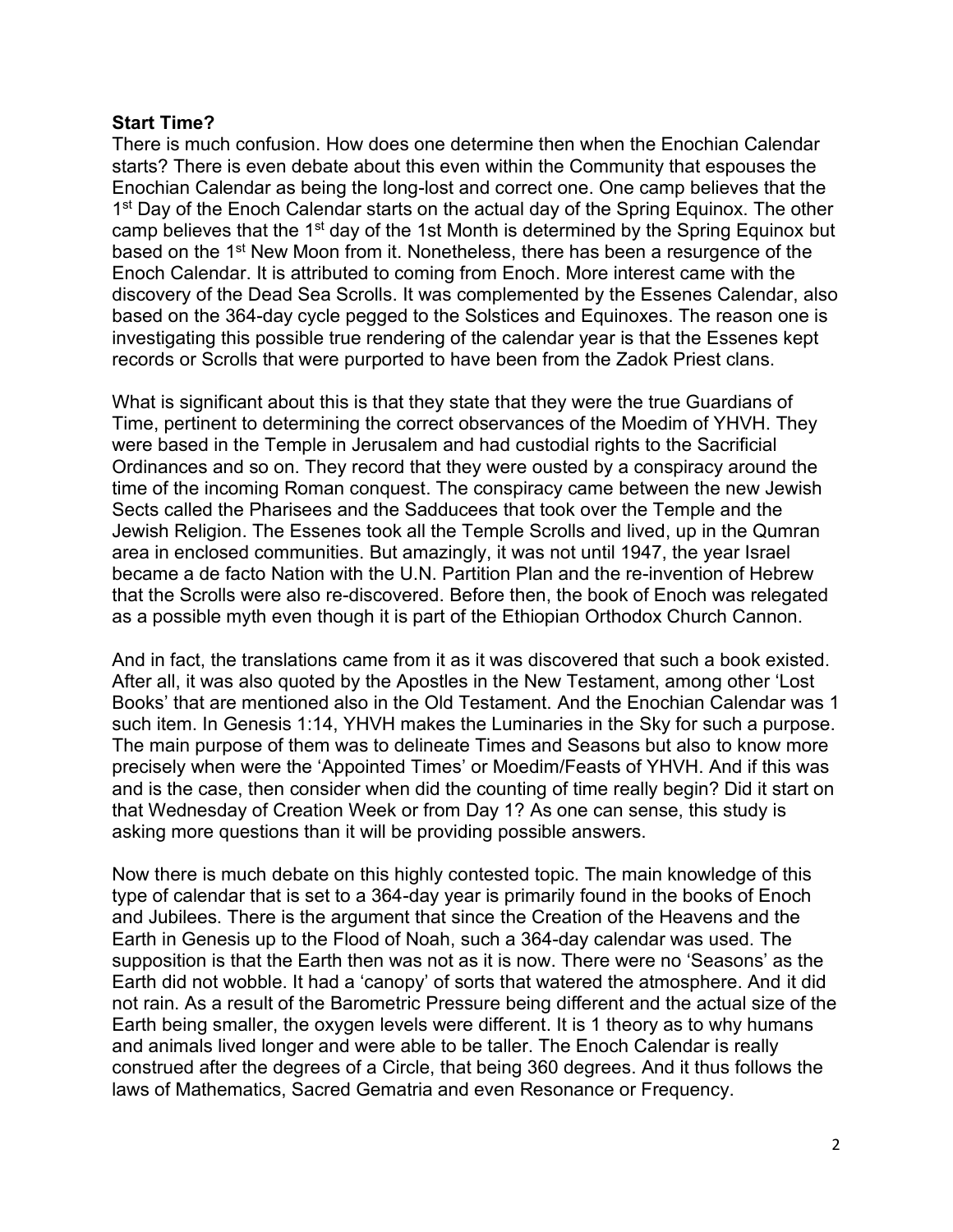**Start Time?**

There is much confusion. How does one determine then when the Enochian Calendar starts? There is even debate about this even within the Community that espouses the Enochian Calendar as being the long-lost and correct one. One camp believes that the 1st Day of the Enoch Calendar starts on the actual day of the Spring Equinox. The other camp believes that the 1st day of the 1st Month is determined by the Spring Equinox but based on the 1st New Moon from it. Nonetheless, there has been a resurgence of the Enoch Calendar. It is attributed to coming from Enoch. More interest came with the discovery of the Dead Sea Scrolls. It was complemented by the Essenes Calendar, also based on the 364-day cycle pegged to the Solstices and Equinoxes. The reason one is investigating this possible true rendering of the calendar year is that the Essenes kept records or Scrolls that were purported to have been from the Zadok Priest clans.

What is significant about this is that they state that they were the true Guardians of Time, pertinent to determining the correct observances of the Moedim of YHVH. They were based in the Temple in Jerusalem and had custodial rights to the Sacrificial Ordinances and so on. They record that they were ousted by a conspiracy around the time of the incoming Roman conquest. The conspiracy came between the new Jewish Sects called the Pharisees and the Sadducees that took over the Temple and the Jewish Religion. The Essenes took all the Temple Scrolls and lived, up in the Qumran area in enclosed communities. But amazingly, it was not until 1947, the year Israel became a de facto Nation with the U.N. Partition Plan and the re-invention of Hebrew that the Scrolls were also re-discovered. Before then, the book of Enoch was relegated as a possible myth even though it is part of the Ethiopian Orthodox Church Cannon.

And in fact, the translations came from it as it was discovered that such a book existed. After all, it was also quoted by the Apostles in the New Testament, among other 'Lost Books' that are mentioned also in the Old Testament. And the Enochian Calendar was 1 such item. In Genesis 1:14, YHVH makes the Luminaries in the Sky for such a purpose. The main purpose of them was to delineate Times and Seasons but also to know more precisely when were the 'Appointed Times' or Moedim/Feasts of YHVH. And if this was and is the case, then consider when did the counting of time really begin? Did it start on that Wednesday of Creation Week or from Day 1? As one can sense, this study is asking more questions than it will be providing possible answers.

Now there is much debate on this highly contested topic. The main knowledge of this type of calendar that is set to a 364-day year is primarily found in the books of Enoch and Jubilees. There is the argument that since the Creation of the Heavens and the Earth in Genesis up to the Flood of Noah, such a 364-day calendar was used. The supposition is that the Earth then was not as it is now. There were no 'Seasons' as the Earth did not wobble. It had a 'canopy' of sorts that watered the atmosphere. And it did not rain. As a result of the Barometric Pressure being different and the actual size of the Earth being smaller, the oxygen levels were different. It is 1 theory as to why humans and animals lived longer and were able to be taller. The Enoch Calendar is really construed after the degrees of a Circle, that being 360 degrees. And it thus follows the laws of Mathematics, Sacred Gematria and even Resonance or Frequency.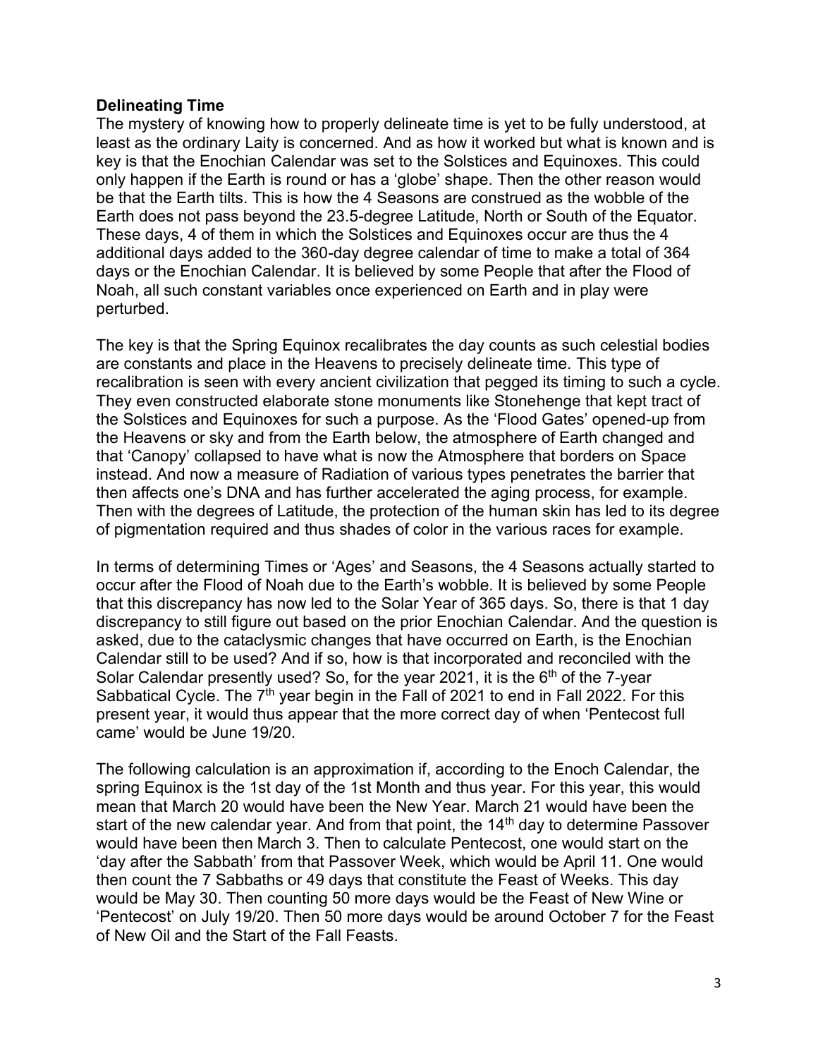**Delineating Time**

The mystery of knowing how to properly delineate time is yet to be fully understood, at least as the ordinary Laity is concerned. And as how it worked but what is known and is key is that the Enochian Calendar was set to the Solstices and Equinoxes. This could only happen if the Earth is round or has a 'globe' shape. Then the other reason would be that the Earth tilts. This is how the 4 Seasons are construed as the wobble of the Earth does not pass beyond the 23.5-degree Latitude, North or South of the Equator. These days, 4 of them in which the Solstices and Equinoxes occur are thus the 4 additional days added to the 360-day degree calendar of time to make a total of 364 days or the Enochian Calendar. It is believed by some People that after the Flood of Noah, all such constant variables once experienced on Earth and in play were perturbed.

The key is that the Spring Equinox recalibrates the day counts as such celestial bodies are constants and place in the Heavens to precisely delineate time. This type of recalibration is seen with every ancient civilization that pegged its timing to such a cycle. They even constructed elaborate stone monuments like Stonehenge that kept tract of the Solstices and Equinoxes for such a purpose. As the 'Flood Gates' opened-up from the Heavens or sky and from the Earth below, the atmosphere of Earth changed and that 'Canopy' collapsed to have what is now the Atmosphere that borders on Space instead. And now a measure of Radiation of various types penetrates the barrier that then affects one's DNA and has further accelerated the aging process, for example. Then with the degrees of Latitude, the protection of the human skin has led to its degree of pigmentation required and thus shades of color in the various races for example.

In terms of determining Times or 'Ages' and Seasons, the 4 Seasons actually started to occur after the Flood of Noah due to the Earth's wobble. It is believed by some People that this discrepancy has now led to the Solar Year of 365 days. So, there is that 1 day discrepancy to still figure out based on the prior Enochian Calendar. And the question is asked, due to the cataclysmic changes that have occurred on Earth, is the Enochian Calendar still to be used? And if so, how is that incorporated and reconciled with the Solar Calendar presently used? So, for the year 2021, it is the 6th of the 7-year Sabbatical Cycle. The 7th year begin in the Fall of 2021 to end in Fall 2022. For this present year, it would thus appear that the more correct day of when 'Pentecost full came' would be June 19/20.

The following calculation is an approximation if, according to the Enoch Calendar, the spring Equinox is the 1st day of the 1st Month and thus year. For this year, this would mean that March 20 would have been the New Year. March 21 would have been the start of the new calendar year. And from that point, the 14th day to determine Passover would have been then March 3. Then to calculate Pentecost, one would start on the 'day after the Sabbath' from that Passover Week, which would be April 11. One would then count the 7 Sabbaths or 49 days that constitute the Feast of Weeks. This day would be May 30. Then counting 50 more days would be the Feast of New Wine or 'Pentecost' on July 19/20. Then 50 more days would be around October 7 for the Feast of New Oil and the Start of the Fall Feasts.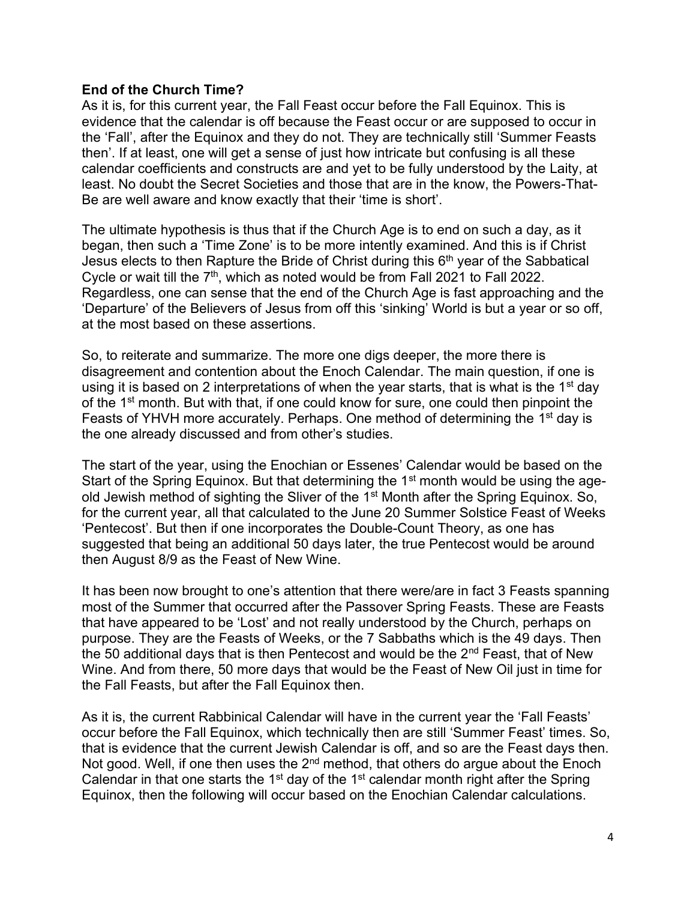**End of the Church Time?**

As it is, for this current year, the Fall Feast occur before the Fall Equinox. This is evidence that the calendar is off because the Feast occur or are supposed to occur in the 'Fall', after the Equinox and they do not. They are technically still 'Summer Feasts then'. If at least, one will get a sense of just how intricate but confusing is all these calendar coefficients and constructs are and yet to be fully understood by the Laity, at least. No doubt the Secret Societies and those that are in the know, the Powers-That-Be are well aware and know exactly that their 'time is short'.

The ultimate hypothesis is thus that if the Church Age is to end on such a day, as it began, then such a 'Time Zone' is to be more intently examined. And this is if Christ Jesus elects to then Rapture the Bride of Christ during this 6th year of the Sabbatical Cycle or wait till the 7th, which as noted would be from Fall 2021 to Fall 2022. Regardless, one can sense that the end of the Church Age is fast approaching and the 'Departure' of the Believers of Jesus from off this 'sinking' World is but a year or so off, at the most based on these assertions.

So, to reiterate and summarize. The more one digs deeper, the more there is disagreement and contention about the Enoch Calendar. The main question, if one is using it is based on 2 interpretations of when the year starts, that is what is the 1st day of the 1st month. But with that, if one could know for sure, one could then pinpoint the Feasts of YHVH more accurately. Perhaps. One method of determining the 1st day is the one already discussed and from other's studies.

The start of the year, using the Enochian or Essenes' Calendar would be based on the Start of the Spring Equinox. But that determining the 1st month would be using the age-old Jewish method of sighting the Sliver of the 1st Month after the Spring Equinox. So, for the current year, all that calculated to the June 20 Summer Solstice Feast of Weeks 'Pentecost'. But then if one incorporates the Double-Count Theory, as one has suggested that being an additional 50 days later, the true Pentecost would be around then August 8/9 as the Feast of New Wine.

It has been now brought to one's attention that there were/are in fact 3 Feasts spanning most of the Summer that occurred after the Passover Spring Feasts. These are Feasts that have appeared to be 'Lost' and not really understood by the Church, perhaps on purpose. They are the Feasts of Weeks, or the 7 Sabbaths which is the 49 days. Then the 50 additional days that is then Pentecost and would be the 2nd Feast, that of New Wine. And from there, 50 more days that would be the Feast of New Oil just in time for the Fall Feasts, but after the Fall Equinox then.

As it is, the current Rabbinical Calendar will have in the current year the 'Fall Feasts' occur before the Fall Equinox, which technically then are still 'Summer Feast' times. So, that is evidence that the current Jewish Calendar is off, and so are the Feast days then. Not good. Well, if one then uses the 2nd method, that others do argue about the Enoch Calendar in that one starts the 1st day of the 1st calendar month right after the Spring Equinox, then the following will occur based on the Enochian Calendar calculations.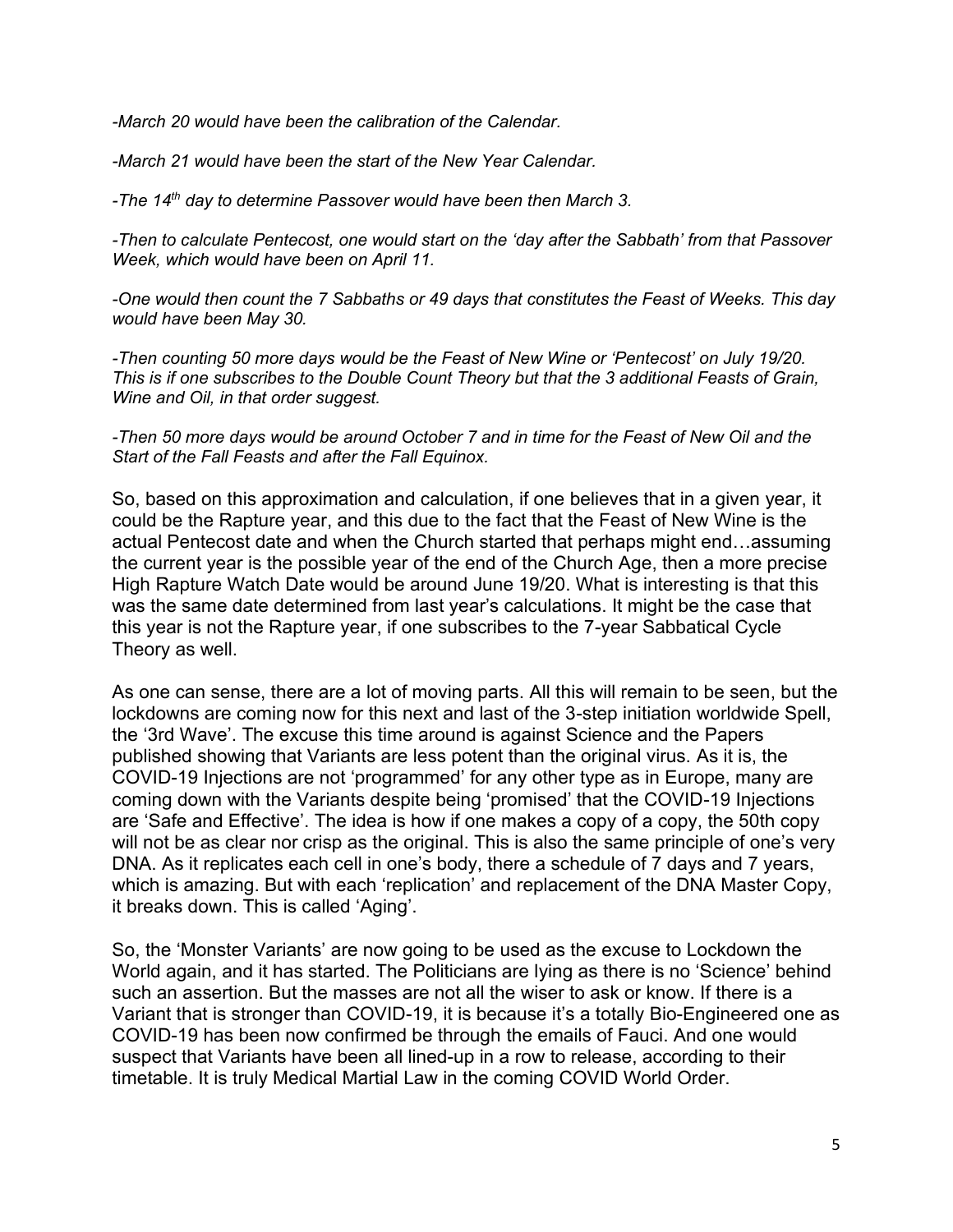*-March 20 would have been the calibration of the Calendar.*

*-March 21 would have been the start of the New Year Calendar.*

*-The 14th day to determine Passover would have been then March 3.*

*-Then to calculate Pentecost, one would start on the 'day after the Sabbath' from that Passover Week, which would have been on April 11.*

*-One would then count the 7 Sabbaths or 49 days that constitutes the Feast of Weeks. This day would have been May 30.*

*-Then counting 50 more days would be the Feast of New Wine or 'Pentecost' on July 19/20. This is if one subscribes to the Double Count Theory but that the 3 additional Feasts of Grain, Wine and Oil, in that order suggest.*

*-Then 50 more days would be around October 7 and in time for the Feast of New Oil and the Start of the Fall Feasts and after the Fall Equinox.*

So, based on this approximation and calculation, if one believes that in a given year, it could be the Rapture year, and this due to the fact that the Feast of New Wine is the actual Pentecost date and when the Church started that perhaps might end…assuming the current year is the possible year of the end of the Church Age, then a more precise High Rapture Watch Date would be around June 19/20. What is interesting is that this was the same date determined from last year's calculations. It might be the case that this year is not the Rapture year, if one subscribes to the 7-year Sabbatical Cycle Theory as well.

As one can sense, there are a lot of moving parts. All this will remain to be seen, but the lockdowns are coming now for this next and last of the 3-step initiation worldwide Spell, the '3rd Wave'. The excuse this time around is against Science and the Papers published showing that Variants are less potent than the original virus. As it is, the COVID-19 Injections are not 'programmed' for any other type as in Europe, many are coming down with the Variants despite being 'promised' that the COVID-19 Injections are 'Safe and Effective'. The idea is how if one makes a copy of a copy, the 50th copy will not be as clear nor crisp as the original. This is also the same principle of one's very DNA. As it replicates each cell in one's body, there a schedule of 7 days and 7 years, which is amazing. But with each 'replication' and replacement of the DNA Master Copy, it breaks down. This is called 'Aging'.

So, the 'Monster Variants' are now going to be used as the excuse to Lockdown the World again, and it has started. The Politicians are lying as there is no 'Science' behind such an assertion. But the masses are not all the wiser to ask or know. If there is a Variant that is stronger than COVID-19, it is because it's a totally Bio-Engineered one as COVID-19 has been now confirmed be through the emails of Fauci. And one would suspect that Variants have been all lined-up in a row to release, according to their timetable. It is truly Medical Martial Law in the coming COVID World Order.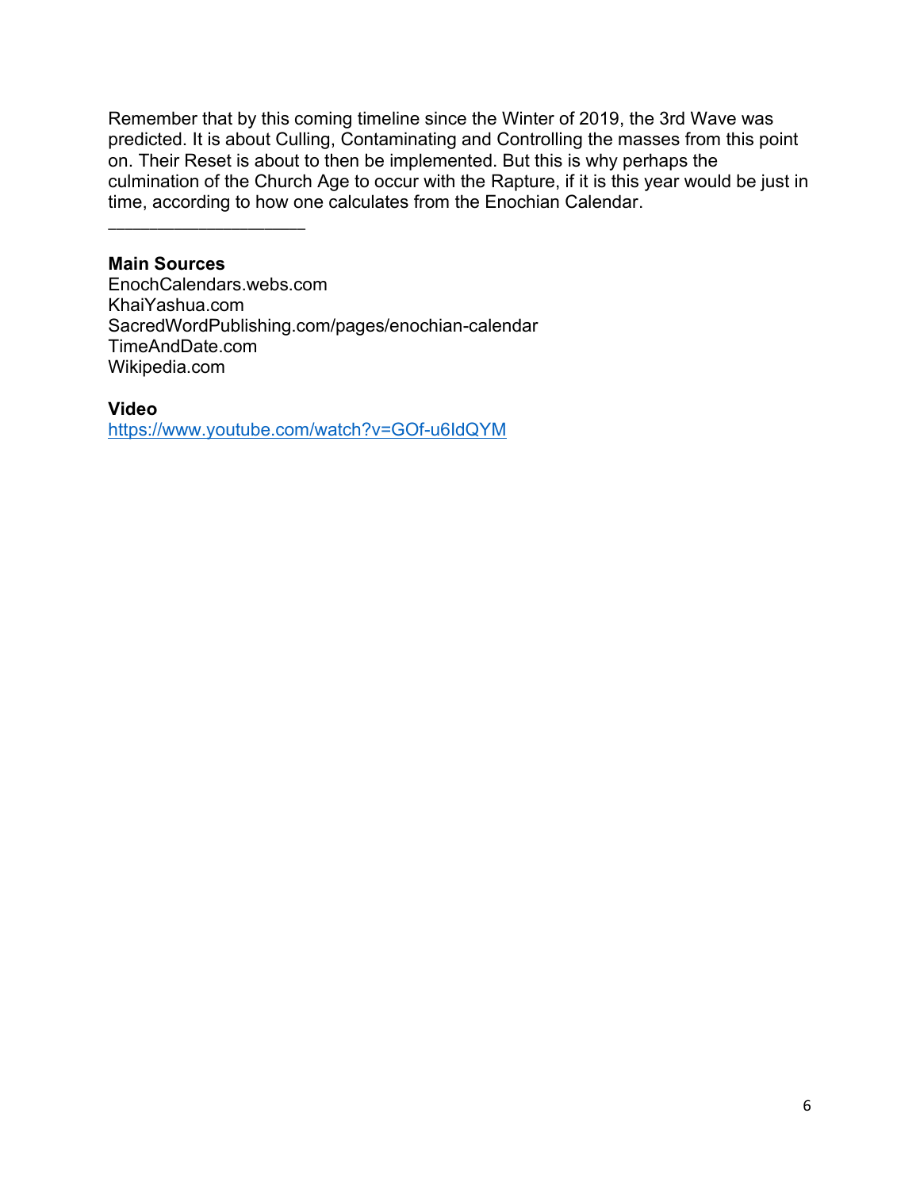Remember that by this coming timeline since the Winter of 2019, the 3rd Wave was predicted. It is about Culling, Contaminating and Controlling the masses from this point on. Their Reset is about to then be implemented. But this is why perhaps the culmination of the Church Age to occur with the Rapture, if it is this year would be just in time, according to how one calculates from the Enochian Calendar.

___________________

**Main Sources**
EnochCalendars.webs.com
KhaiYashua.com
SacredWordPublishing.com/pages/enochian-calendar
TimeAndDate.com
Wikipedia.com

**Video**
https://www.youtube.com/watch?v=GOf-u6IdQYM